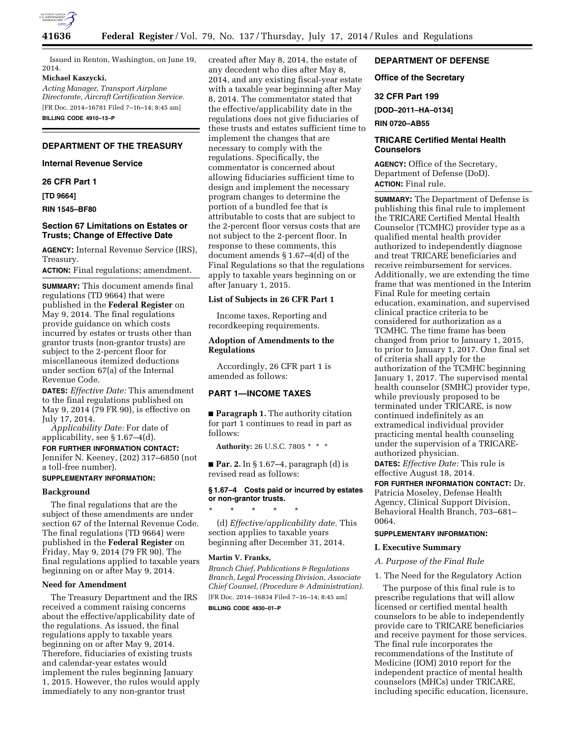Issued in Renton, Washington, on June 19, 2014.

**Michael Kaszycki,**

*Acting Manager, Transport Airplane Directorate, Aircraft Certification Service.*

[FR Doc. 2014–16781 Filed 7–16–14; 8:45 am]

**BILLING CODE 4910–13–P**

---

## DEPARTMENT OF THE TREASURY

### Internal Revenue Service

### 26 CFR Part 1

**[TD 9664]**

**RIN 1545–BF80**

### Section 67 Limitations on Estates or Trusts; Change of Effective Date

**AGENCY:** Internal Revenue Service (IRS), Treasury.

**ACTION:** Final regulations; amendment.

**SUMMARY:** This document amends final regulations (TD 9664) that were published in the **Federal Register** on May 9, 2014. The final regulations provide guidance on which costs incurred by estates or trusts other than grantor trusts (non-grantor trusts) are subject to the 2-percent floor for miscellaneous itemized deductions under section 67(a) of the Internal Revenue Code.

**DATES:** *Effective Date:* This amendment to the final regulations published on May 9, 2014 (79 FR 90), is effective on July 17, 2014.

*Applicability Date:* For date of applicability, see § 1.67–4(d).

**FOR FURTHER INFORMATION CONTACT:** Jennifer N. Keeney, (202) 317–6850 (not a toll-free number).

**SUPPLEMENTARY INFORMATION:**

#### Background

The final regulations that are the subject of these amendments are under section 67 of the Internal Revenue Code. The final regulations (TD 9664) were published in the **Federal Register** on Friday, May 9, 2014 (79 FR 90). The final regulations applied to taxable years beginning on or after May 9, 2014.

#### Need for Amendment

The Treasury Department and the IRS received a comment raising concerns about the effective/applicability date of the regulations. As issued, the final regulations apply to taxable years beginning on or after May 9, 2014. Therefore, fiduciaries of existing trusts and calendar-year estates would implement the rules beginning January 1, 2015. However, the rules would apply immediately to any non-grantor trust created after May 8, 2014, the estate of any decedent who dies after May 8, 2014, and any existing fiscal-year estate with a taxable year beginning after May 8, 2014. The commentator stated that the effective/applicability date in the regulations does not give fiduciaries of these trusts and estates sufficient time to implement the changes that are necessary to comply with the regulations. Specifically, the commentator is concerned about allowing fiduciaries sufficient time to design and implement the necessary program changes to determine the portion of a bundled fee that is attributable to costs that are subject to the 2-percent floor versus costs that are not subject to the 2-percent floor. In response to these comments, this document amends § 1.67–4(d) of the Final Regulations so that the regulations apply to taxable years beginning on or after January 1, 2015.

#### List of Subjects in 26 CFR Part 1

Income taxes, Reporting and recordkeeping requirements.

#### Adoption of Amendments to the Regulations

Accordingly, 26 CFR part 1 is amended as follows:

#### PART 1—INCOME TAXES

■ **Paragraph 1.** The authority citation for part 1 continues to read in part as follows:

**Authority:** 26 U.S.C. 7805 * * *

■ **Par. 2.** In § 1.67–4, paragraph (d) is revised read as follows:

**§ 1.67–4 Costs paid or incurred by estates or non-grantor trusts.**

\* \* \* \* \*

(d) *Effective/applicability date.* This section applies to taxable years beginning after December 31, 2014.

**Martin V. Franks,**

*Branch Chief, Publications & Regulations Branch, Legal Processing Division, Associate Chief Counsel, (Procedure & Administration).*

[FR Doc. 2014–16834 Filed 7–16–14; 8:45 am]

**BILLING CODE 4830–01–P**

---

## DEPARTMENT OF DEFENSE

### Office of the Secretary

### 32 CFR Part 199

**[DOD–2011–HA–0134]**

**RIN 0720–AB55**

### TRICARE Certified Mental Health Counselors

**AGENCY:** Office of the Secretary, Department of Defense (DoD).

**ACTION:** Final rule.

**SUMMARY:** The Department of Defense is publishing this final rule to implement the TRICARE Certified Mental Health Counselor (TCMHC) provider type as a qualified mental health provider authorized to independently diagnose and treat TRICARE beneficiaries and receive reimbursement for services. Additionally, we are extending the time frame that was mentioned in the Interim Final Rule for meeting certain education, examination, and supervised clinical practice criteria to be considered for authorization as a TCMHC. The time frame has been changed from prior to January 1, 2015, to prior to January 1, 2017. One final set of criteria shall apply for the authorization of the TCMHC beginning January 1, 2017. The supervised mental health counselor (SMHC) provider type, while previously proposed to be terminated under TRICARE, is now continued indefinitely as an extramedical individual provider practicing mental health counseling under the supervision of a TRICARE-authorized physician.

**DATES:** *Effective Date:* This rule is effective August 18, 2014.

**FOR FURTHER INFORMATION CONTACT:** Dr. Patricia Moseley, Defense Health Agency, Clinical Support Division, Behavioral Health Branch, 703–681–0064.

**SUPPLEMENTARY INFORMATION:**

#### I. Executive Summary

*A. Purpose of the Final Rule*

1. The Need for the Regulatory Action

The purpose of this final rule is to prescribe regulations that will allow licensed or certified mental health counselors to be able to independently provide care to TRICARE beneficiaries and receive payment for those services. The final rule incorporates the recommendations of the Institute of Medicine (IOM) 2010 report for the independent practice of mental health counselors (MHCs) under TRICARE, including specific education, licensure,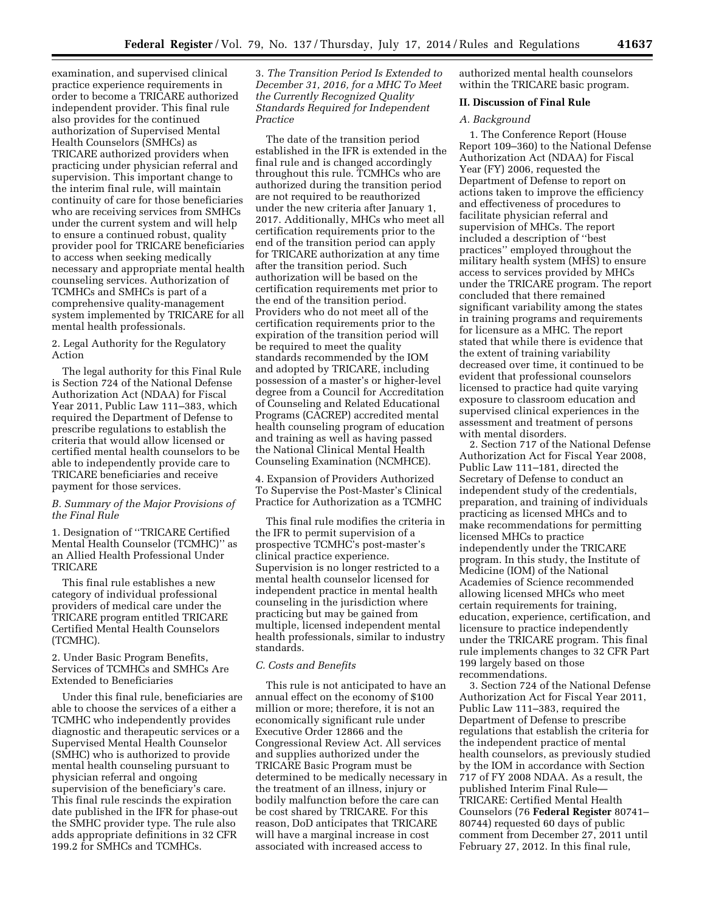examination, and supervised clinical practice experience requirements in order to become a TRICARE authorized independent provider. This final rule also provides for the continued authorization of Supervised Mental Health Counselors (SMHCs) as TRICARE authorized providers when practicing under physician referral and supervision. This important change to the interim final rule, will maintain continuity of care for those beneficiaries who are receiving services from SMHCs under the current system and will help to ensure a continued robust, quality provider pool for TRICARE beneficiaries to access when seeking medically necessary and appropriate mental health counseling services. Authorization of TCMHCs and SMHCs is part of a comprehensive quality-management system implemented by TRICARE for all mental health professionals.

2. Legal Authority for the Regulatory Action

The legal authority for this Final Rule is Section 724 of the National Defense Authorization Act (NDAA) for Fiscal Year 2011, Public Law 111–383, which required the Department of Defense to prescribe regulations to establish the criteria that would allow licensed or certified mental health counselors to be able to independently provide care to TRICARE beneficiaries and receive payment for those services.

### *B. Summary of the Major Provisions of the Final Rule*

1. Designation of ''TRICARE Certified Mental Health Counselor (TCMHC)'' as an Allied Health Professional Under TRICARE

This final rule establishes a new category of individual professional providers of medical care under the TRICARE program entitled TRICARE Certified Mental Health Counselors (TCMHC).

2. Under Basic Program Benefits, Services of TCMHCs and SMHCs Are Extended to Beneficiaries

Under this final rule, beneficiaries are able to choose the services of a either a TCMHC who independently provides diagnostic and therapeutic services or a Supervised Mental Health Counselor (SMHC) who is authorized to provide mental health counseling pursuant to physician referral and ongoing supervision of the beneficiary's care. This final rule rescinds the expiration date published in the IFR for phase-out the SMHC provider type. The rule also adds appropriate definitions in 32 CFR 199.2 for SMHCs and TCMHCs.

3. *The Transition Period Is Extended to December 31, 2016, for a MHC To Meet the Currently Recognized Quality Standards Required for Independent Practice*

The date of the transition period established in the IFR is extended in the final rule and is changed accordingly throughout this rule. TCMHCs who are authorized during the transition period are not required to be reauthorized under the new criteria after January 1, 2017. Additionally, MHCs who meet all certification requirements prior to the end of the transition period can apply for TRICARE authorization at any time after the transition period. Such authorization will be based on the certification requirements met prior to the end of the transition period. Providers who do not meet all of the certification requirements prior to the expiration of the transition period will be required to meet the quality standards recommended by the IOM and adopted by TRICARE, including possession of a master's or higher-level degree from a Council for Accreditation of Counseling and Related Educational Programs (CACREP) accredited mental health counseling program of education and training as well as having passed the National Clinical Mental Health Counseling Examination (NCMHCE).

4. Expansion of Providers Authorized To Supervise the Post-Master's Clinical Practice for Authorization as a TCMHC

This final rule modifies the criteria in the IFR to permit supervision of a prospective TCMHC's post-master's clinical practice experience. Supervision is no longer restricted to a mental health counselor licensed for independent practice in mental health counseling in the jurisdiction where practicing but may be gained from multiple, licensed independent mental health professionals, similar to industry standards.

### *C. Costs and Benefits*

This rule is not anticipated to have an annual effect on the economy of $100 million or more; therefore, it is not an economically significant rule under Executive Order 12866 and the Congressional Review Act. All services and supplies authorized under the TRICARE Basic Program must be determined to be medically necessary in the treatment of an illness, injury or bodily malfunction before the care can be cost shared by TRICARE. For this reason, DoD anticipates that TRICARE will have a marginal increase in cost associated with increased access to authorized mental health counselors within the TRICARE basic program.

## II. Discussion of Final Rule

### *A. Background*

1. The Conference Report (House Report 109–360) to the National Defense Authorization Act for Fiscal Year (FY) 2006, requested the Department of Defense to report on actions taken to improve the efficiency and effectiveness of procedures to facilitate physician referral and supervision of MHCs. The report included a description of ''best practices'' employed throughout the military health system (MHS) to ensure access to services provided by MHCs under the TRICARE program. The report concluded that there remained significant variability among the states in training programs and requirements for licensure as a MHC. The report stated that while there is evidence that the extent of training variability decreased over time, it continued to be evident that professional counselors licensed to practice had quite varying exposure to classroom education and supervised clinical experiences in the assessment and treatment of persons with mental disorders.

2. Section 717 of the National Defense Authorization Act for Fiscal Year 2008, Public Law 111–181, directed the Secretary of Defense to conduct an independent study of the credentials, preparation, and training of individuals practicing as licensed MHCs and to make recommendations for permitting licensed MHCs to practice independently under the TRICARE program. In this study, the Institute of Medicine (IOM) of the National Academies of Science recommended allowing licensed MHCs who meet certain requirements for training, education, experience, certification, and licensure to practice independently under the TRICARE program. This final rule implements changes to 32 CFR Part 199 largely based on those recommendations.

3. Section 724 of the National Defense Authorization Act for Fiscal Year 2011, Public Law 111–383, required the Department of Defense to prescribe regulations that establish the criteria for the independent practice of mental health counselors, as previously studied by the IOM in accordance with Section 717 of FY 2008 NDAA. As a result, the published Interim Final Rule—TRICARE: Certified Mental Health Counselors (76 **Federal Register** 80741–80744) requested 60 days of public comment from December 27, 2011 until February 27, 2012. In this final rule,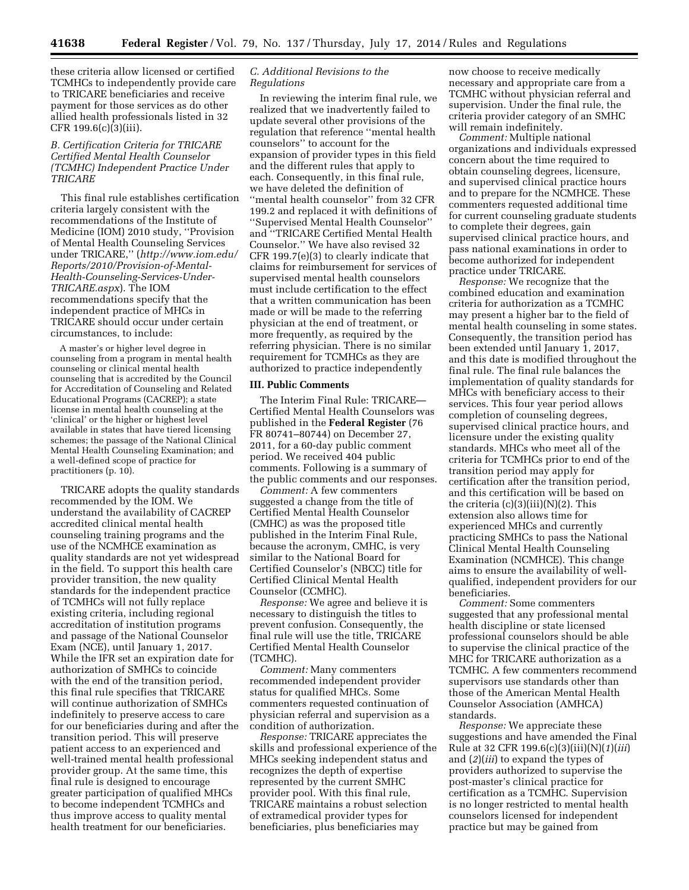these criteria allow licensed or certified TCMHCs to independently provide care to TRICARE beneficiaries and receive payment for those services as do other allied health professionals listed in 32 CFR 199.6(c)(3)(iii).

### B. Certification Criteria for TRICARE Certified Mental Health Counselor (TCMHC) Independent Practice Under TRICARE

This final rule establishes certification criteria largely consistent with the recommendations of the Institute of Medicine (IOM) 2010 study, ''Provision of Mental Health Counseling Services under TRICARE,'' (*http://www.iom.edu/Reports/2010/Provision-of-Mental-Health-Counseling-Services-Under-TRICARE.aspx*). The IOM recommendations specify that the independent practice of MHCs in TRICARE should occur under certain circumstances, to include:

> A master's or higher level degree in counseling from a program in mental health counseling or clinical mental health counseling that is accredited by the Council for Accreditation of Counseling and Related Educational Programs (CACREP); a state license in mental health counseling at the 'clinical' or the higher or highest level available in states that have tiered licensing schemes; the passage of the National Clinical Mental Health Counseling Examination; and a well-defined scope of practice for practitioners (p. 10).

TRICARE adopts the quality standards recommended by the IOM. We understand the availability of CACREP accredited clinical mental health counseling training programs and the use of the NCMHCE examination as quality standards are not yet widespread in the field. To support this health care provider transition, the new quality standards for the independent practice of TCMHCs will not fully replace existing criteria, including regional accreditation of institution programs and passage of the National Counselor Exam (NCE), until January 1, 2017. While the IFR set an expiration date for authorization of SMHCs to coincide with the end of the transition period, this final rule specifies that TRICARE will continue authorization of SMHCs indefinitely to preserve access to care for our beneficiaries during and after the transition period. This will preserve patient access to an experienced and well-trained mental health professional provider group. At the same time, this final rule is designed to encourage greater participation of qualified MHCs to become independent TCMHCs and thus improve access to quality mental health treatment for our beneficiaries.

### C. Additional Revisions to the Regulations

In reviewing the interim final rule, we realized that we inadvertently failed to update several other provisions of the regulation that reference ''mental health counselors'' to account for the expansion of provider types in this field and the different rules that apply to each. Consequently, in this final rule, we have deleted the definition of ''mental health counselor'' from 32 CFR 199.2 and replaced it with definitions of ''Supervised Mental Health Counselor'' and ''TRICARE Certified Mental Health Counselor.'' We have also revised 32 CFR 199.7(e)(3) to clearly indicate that claims for reimbursement for services of supervised mental health counselors must include certification to the effect that a written communication has been made or will be made to the referring physician at the end of treatment, or more frequently, as required by the referring physician. There is no similar requirement for TCMHCs as they are authorized to practice independently

## III. Public Comments

The Interim Final Rule: TRICARE—Certified Mental Health Counselors was published in the **Federal Register** (76 FR 80741–80744) on December 27, 2011, for a 60-day public comment period. We received 404 public comments. Following is a summary of the public comments and our responses.

*Comment:* A few commenters suggested a change from the title of Certified Mental Health Counselor (CMHC) as was the proposed title published in the Interim Final Rule, because the acronym, CMHC, is very similar to the National Board for Certified Counselor's (NBCC) title for Certified Clinical Mental Health Counselor (CCMHC).

*Response:* We agree and believe it is necessary to distinguish the titles to prevent confusion. Consequently, the final rule will use the title, TRICARE Certified Mental Health Counselor (TCMHC).

*Comment:* Many commenters recommended independent provider status for qualified MHCs. Some commenters requested continuation of physician referral and supervision as a condition of authorization.

*Response:* TRICARE appreciates the skills and professional experience of the MHCs seeking independent status and recognizes the depth of expertise represented by the current SMHC provider pool. With this final rule, TRICARE maintains a robust selection of extramedical provider types for beneficiaries, plus beneficiaries may now choose to receive medically necessary and appropriate care from a TCMHC without physician referral and supervision. Under the final rule, the criteria provider category of an SMHC will remain indefinitely.

*Comment:* Multiple national organizations and individuals expressed concern about the time required to obtain counseling degrees, licensure, and supervised clinical practice hours and to prepare for the NCMHCE. These commenters requested additional time for current counseling graduate students to complete their degrees, gain supervised clinical practice hours, and pass national examinations in order to become authorized for independent practice under TRICARE.

*Response:* We recognize that the combined education and examination criteria for authorization as a TCMHC may present a higher bar to the field of mental health counseling in some states. Consequently, the transition period has been extended until January 1, 2017, and this date is modified throughout the final rule. The final rule balances the implementation of quality standards for MHCs with beneficiary access to their services. This four year period allows completion of counseling degrees, supervised clinical practice hours, and licensure under the existing quality standards. MHCs who meet all of the criteria for TCMHCs prior to end of the transition period may apply for certification after the transition period, and this certification will be based on the criteria (c)(3)(iii)(N)(2). This extension also allows time for experienced MHCs and currently practicing SMHCs to pass the National Clinical Mental Health Counseling Examination (NCMHCE). This change aims to ensure the availability of well-qualified, independent providers for our beneficiaries.

*Comment:* Some commenters suggested that any professional mental health discipline or state licensed professional counselors should be able to supervise the clinical practice of the MHC for TRICARE authorization as a TCMHC. A few commenters recommend supervisors use standards other than those of the American Mental Health Counselor Association (AMHCA) standards.

*Response:* We appreciate these suggestions and have amended the Final Rule at 32 CFR 199.6(c)(3)(iii)(N)(*1*)(*iii*) and (*2*)(*iii*) to expand the types of providers authorized to supervise the post-master's clinical practice for certification as a TCMHC. Supervision is no longer restricted to mental health counselors licensed for independent practice but may be gained from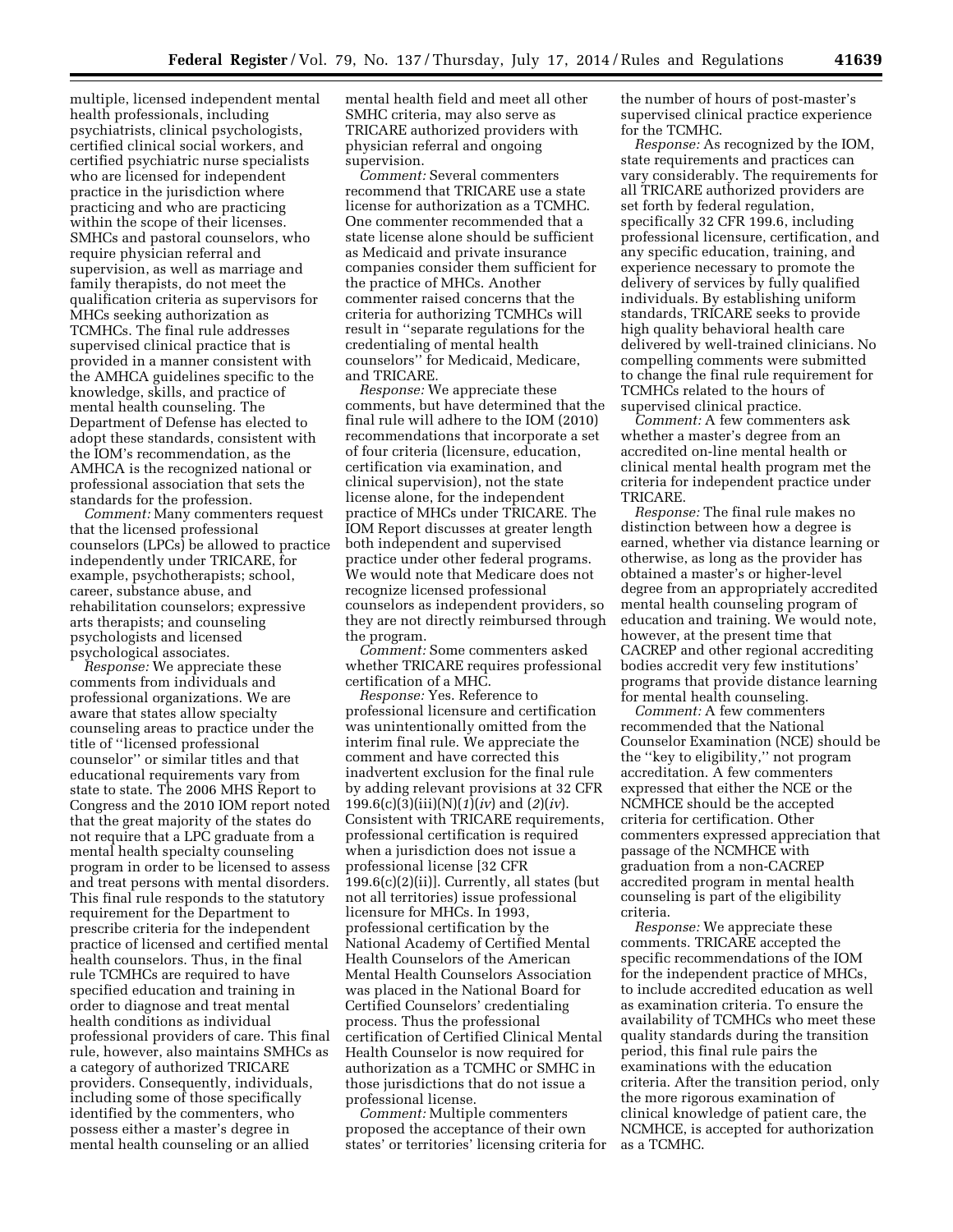multiple, licensed independent mental health professionals, including psychiatrists, clinical psychologists, certified clinical social workers, and certified psychiatric nurse specialists who are licensed for independent practice in the jurisdiction where practicing and who are practicing within the scope of their licenses. SMHCs and pastoral counselors, who require physician referral and supervision, as well as marriage and family therapists, do not meet the qualification criteria as supervisors for MHCs seeking authorization as TCMHCs. The final rule addresses supervised clinical practice that is provided in a manner consistent with the AMHCA guidelines specific to the knowledge, skills, and practice of mental health counseling. The Department of Defense has elected to adopt these standards, consistent with the IOM's recommendation, as the AMHCA is the recognized national or professional association that sets the standards for the profession.

*Comment:* Many commenters request that the licensed professional counselors (LPCs) be allowed to practice independently under TRICARE, for example, psychotherapists; school, career, substance abuse, and rehabilitation counselors; expressive arts therapists; and counseling psychologists and licensed psychological associates.

*Response:* We appreciate these comments from individuals and professional organizations. We are aware that states allow specialty counseling areas to practice under the title of ''licensed professional counselor'' or similar titles and that educational requirements vary from state to state. The 2006 MHS Report to Congress and the 2010 IOM report noted that the great majority of the states do not require that a LPC graduate from a mental health specialty counseling program in order to be licensed to assess and treat persons with mental disorders. This final rule responds to the statutory requirement for the Department to prescribe criteria for the independent practice of licensed and certified mental health counselors. Thus, in the final rule TCMHCs are required to have specified education and training in order to diagnose and treat mental health conditions as individual professional providers of care. This final rule, however, also maintains SMHCs as a category of authorized TRICARE providers. Consequently, individuals, including some of those specifically identified by the commenters, who possess either a master's degree in mental health counseling or an allied mental health field and meet all other SMHC criteria, may also serve as TRICARE authorized providers with physician referral and ongoing supervision.

*Comment:* Several commenters recommend that TRICARE use a state license for authorization as a TCMHC. One commenter recommended that a state license alone should be sufficient as Medicaid and private insurance companies consider them sufficient for the practice of MHCs. Another commenter raised concerns that the criteria for authorizing TCMHCs will result in ''separate regulations for the credentialing of mental health counselors'' for Medicaid, Medicare, and TRICARE.

*Response:* We appreciate these comments, but have determined that the final rule will adhere to the IOM (2010) recommendations that incorporate a set of four criteria (licensure, education, certification via examination, and clinical supervision), not the state license alone, for the independent practice of MHCs under TRICARE. The IOM Report discusses at greater length both independent and supervised practice under other federal programs. We would note that Medicare does not recognize licensed professional counselors as independent providers, so they are not directly reimbursed through the program.

*Comment:* Some commenters asked whether TRICARE requires professional certification of a MHC.

*Response:* Yes. Reference to professional licensure and certification was unintentionally omitted from the interim final rule. We appreciate the comment and have corrected this inadvertent exclusion for the final rule by adding relevant provisions at 32 CFR 199.6(c)(3)(iii)(N)(*1*)(*iv*) and (*2*)(*iv*). Consistent with TRICARE requirements, professional certification is required when a jurisdiction does not issue a professional license [32 CFR 199.6(c)(2)(ii)]. Currently, all states (but not all territories) issue professional licensure for MHCs. In 1993, professional certification by the National Academy of Certified Mental Health Counselors of the American Mental Health Counselors Association was placed in the National Board for Certified Counselors' credentialing process. Thus the professional certification of Certified Clinical Mental Health Counselor is now required for authorization as a TCMHC or SMHC in those jurisdictions that do not issue a professional license.

*Comment:* Multiple commenters proposed the acceptance of their own states' or territories' licensing criteria for the number of hours of post-master's supervised clinical practice experience for the TCMHC.

*Response:* As recognized by the IOM, state requirements and practices can vary considerably. The requirements for all TRICARE authorized providers are set forth by federal regulation, specifically 32 CFR 199.6, including professional licensure, certification, and any specific education, training, and experience necessary to promote the delivery of services by fully qualified individuals. By establishing uniform standards, TRICARE seeks to provide high quality behavioral health care delivered by well-trained clinicians. No compelling comments were submitted to change the final rule requirement for TCMHCs related to the hours of supervised clinical practice.

*Comment:* A few commenters ask whether a master's degree from an accredited on-line mental health or clinical mental health program met the criteria for independent practice under TRICARE.

*Response:* The final rule makes no distinction between how a degree is earned, whether via distance learning or otherwise, as long as the provider has obtained a master's or higher-level degree from an appropriately accredited mental health counseling program of education and training. We would note, however, at the present time that CACREP and other regional accrediting bodies accredit very few institutions' programs that provide distance learning for mental health counseling.

*Comment:* A few commenters recommended that the National Counselor Examination (NCE) should be the ''key to eligibility,'' not program accreditation. A few commenters expressed that either the NCE or the NCMHCE should be the accepted criteria for certification. Other commenters expressed appreciation that passage of the NCMHCE with graduation from a non-CACREP accredited program in mental health counseling is part of the eligibility criteria.

*Response:* We appreciate these comments. TRICARE accepted the specific recommendations of the IOM for the independent practice of MHCs, to include accredited education as well as examination criteria. To ensure the availability of TCMHCs who meet these quality standards during the transition period, this final rule pairs the examinations with the education criteria. After the transition period, only the more rigorous examination of clinical knowledge of patient care, the NCMHCE, is accepted for authorization as a TCMHC.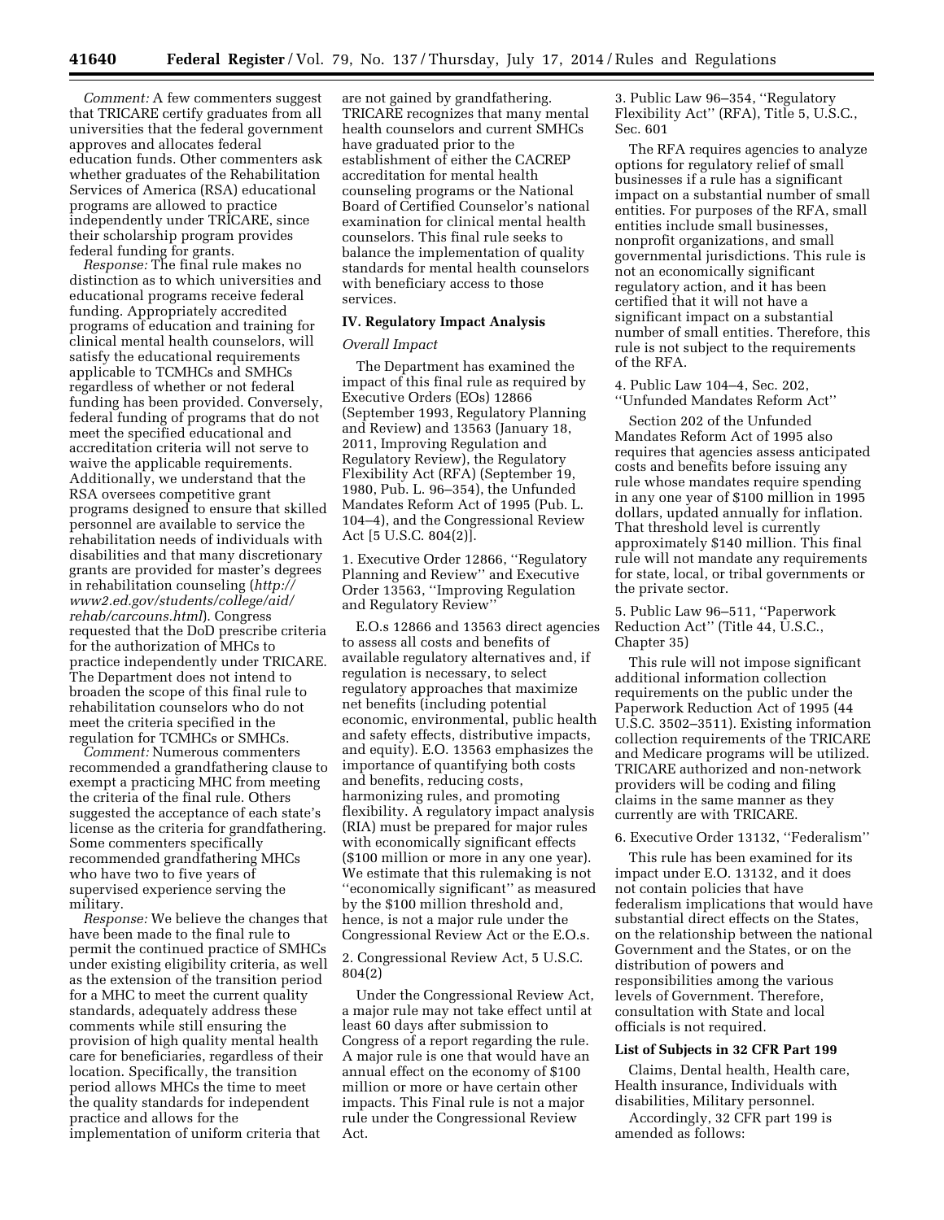*Comment:* A few commenters suggest that TRICARE certify graduates from all universities that the federal government approves and allocates federal education funds. Other commenters ask whether graduates of the Rehabilitation Services of America (RSA) educational programs are allowed to practice independently under TRICARE, since their scholarship program provides federal funding for grants.

*Response:* The final rule makes no distinction as to which universities and educational programs receive federal funding. Appropriately accredited programs of education and training for clinical mental health counselors, will satisfy the educational requirements applicable to TCMHCs and SMHCs regardless of whether or not federal funding has been provided. Conversely, federal funding of programs that do not meet the specified educational and accreditation criteria will not serve to waive the applicable requirements. Additionally, we understand that the RSA oversees competitive grant programs designed to ensure that skilled personnel are available to service the rehabilitation needs of individuals with disabilities and that many discretionary grants are provided for master's degrees in rehabilitation counseling (*http://www2.ed.gov/students/college/aid/rehab/carcouns.html*). Congress requested that the DoD prescribe criteria for the authorization of MHCs to practice independently under TRICARE. The Department does not intend to broaden the scope of this final rule to rehabilitation counselors who do not meet the criteria specified in the regulation for TCMHCs or SMHCs.

*Comment:* Numerous commenters recommended a grandfathering clause to exempt a practicing MHC from meeting the criteria of the final rule. Others suggested the acceptance of each state's license as the criteria for grandfathering. Some commenters specifically recommended grandfathering MHCs who have two to five years of supervised experience serving the military.

*Response:* We believe the changes that have been made to the final rule to permit the continued practice of SMHCs under existing eligibility criteria, as well as the extension of the transition period for a MHC to meet the current quality standards, adequately address these comments while still ensuring the provision of high quality mental health care for beneficiaries, regardless of their location. Specifically, the transition period allows MHCs the time to meet the quality standards for independent practice and allows for the implementation of uniform criteria that are not gained by grandfathering. TRICARE recognizes that many mental health counselors and current SMHCs have graduated prior to the establishment of either the CACREP accreditation for mental health counseling programs or the National Board of Certified Counselor's national examination for clinical mental health counselors. This final rule seeks to balance the implementation of quality standards for mental health counselors with beneficiary access to those services.

## IV. Regulatory Impact Analysis

### *Overall Impact*

The Department has examined the impact of this final rule as required by Executive Orders (EOs) 12866 (September 1993, Regulatory Planning and Review) and 13563 (January 18, 2011, Improving Regulation and Regulatory Review), the Regulatory Flexibility Act (RFA) (September 19, 1980, Pub. L. 96–354), the Unfunded Mandates Reform Act of 1995 (Pub. L. 104–4), and the Congressional Review Act [5 U.S.C. 804(2)].

1. Executive Order 12866, ''Regulatory Planning and Review'' and Executive Order 13563, ''Improving Regulation and Regulatory Review''

E.O.s 12866 and 13563 direct agencies to assess all costs and benefits of available regulatory alternatives and, if regulation is necessary, to select regulatory approaches that maximize net benefits (including potential economic, environmental, public health and safety effects, distributive impacts, and equity). E.O. 13563 emphasizes the importance of quantifying both costs and benefits, reducing costs, harmonizing rules, and promoting flexibility. A regulatory impact analysis (RIA) must be prepared for major rules with economically significant effects ($100 million or more in any one year). We estimate that this rulemaking is not ''economically significant'' as measured by the $100 million threshold and, hence, is not a major rule under the Congressional Review Act or the E.O.s.

2. Congressional Review Act, 5 U.S.C. 804(2)

Under the Congressional Review Act, a major rule may not take effect until at least 60 days after submission to Congress of a report regarding the rule. A major rule is one that would have an annual effect on the economy of $100 million or more or have certain other impacts. This Final rule is not a major rule under the Congressional Review Act.

3. Public Law 96–354, ''Regulatory Flexibility Act'' (RFA), Title 5, U.S.C., Sec. 601

The RFA requires agencies to analyze options for regulatory relief of small businesses if a rule has a significant impact on a substantial number of small entities. For purposes of the RFA, small entities include small businesses, nonprofit organizations, and small governmental jurisdictions. This rule is not an economically significant regulatory action, and it has been certified that it will not have a significant impact on a substantial number of small entities. Therefore, this rule is not subject to the requirements of the RFA.

4. Public Law 104–4, Sec. 202, ''Unfunded Mandates Reform Act''

Section 202 of the Unfunded Mandates Reform Act of 1995 also requires that agencies assess anticipated costs and benefits before issuing any rule whose mandates require spending in any one year of $100 million in 1995 dollars, updated annually for inflation. That threshold level is currently approximately $140 million. This final rule will not mandate any requirements for state, local, or tribal governments or the private sector.

5. Public Law 96–511, ''Paperwork Reduction Act'' (Title 44, U.S.C., Chapter 35)

This rule will not impose significant additional information collection requirements on the public under the Paperwork Reduction Act of 1995 (44 U.S.C. 3502–3511). Existing information collection requirements of the TRICARE and Medicare programs will be utilized. TRICARE authorized and non-network providers will be coding and filing claims in the same manner as they currently are with TRICARE.

6. Executive Order 13132, ''Federalism''

This rule has been examined for its impact under E.O. 13132, and it does not contain policies that have federalism implications that would have substantial direct effects on the States, on the relationship between the national Government and the States, or on the distribution of powers and responsibilities among the various levels of Government. Therefore, consultation with State and local officials is not required.

### List of Subjects in 32 CFR Part 199

Claims, Dental health, Health care, Health insurance, Individuals with disabilities, Military personnel.

Accordingly, 32 CFR part 199 is amended as follows: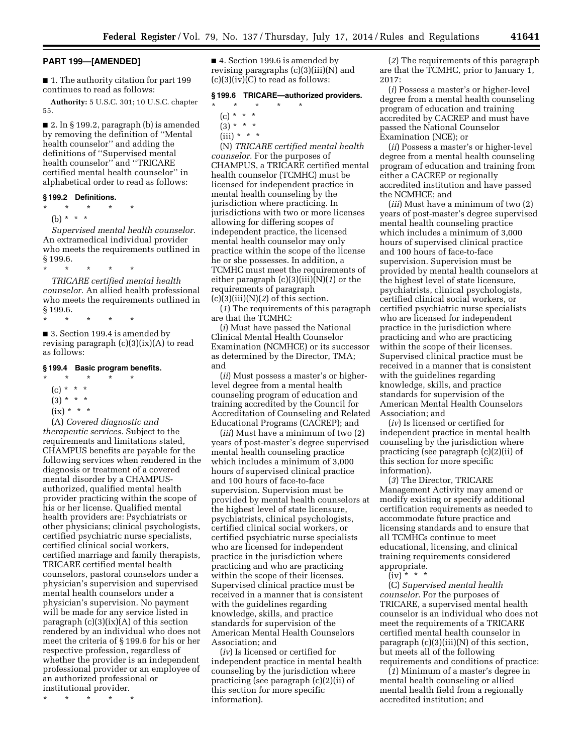## PART 199—[AMENDED]

■ 1. The authority citation for part 199 continues to read as follows:

**Authority:** 5 U.S.C. 301; 10 U.S.C. chapter 55.

■ 2. In § 199.2, paragraph (b) is amended by removing the definition of ''Mental health counselor'' and adding the definitions of ''Supervised mental health counselor'' and ''TRICARE certified mental health counselor'' in alphabetical order to read as follows:

### § 199.2 Definitions.

\* \* \* \* \*

(b) \* \* \*

*Supervised mental health counselor.* An extramedical individual provider who meets the requirements outlined in § 199.6.

\* \* \* \* \*

*TRICARE certified mental health counselor.* An allied health professional who meets the requirements outlined in § 199.6.

\* \* \* \* \*

■ 3. Section 199.4 is amended by revising paragraph (c)(3)(ix)(A) to read as follows:

### § 199.4 Basic program benefits.

\* \* \* \* \*

(c) \* \* \*

(3) \* \* \*

(ix) \* \* \*

(A) *Covered diagnostic and therapeutic services.* Subject to the requirements and limitations stated, CHAMPUS benefits are payable for the following services when rendered in the diagnosis or treatment of a covered mental disorder by a CHAMPUS-authorized, qualified mental health provider practicing within the scope of his or her license. Qualified mental health providers are: Psychiatrists or other physicians; clinical psychologists, certified psychiatric nurse specialists, certified clinical social workers, certified marriage and family therapists, TRICARE certified mental health counselors, pastoral counselors under a physician's supervision and supervised mental health counselors under a physician's supervision. No payment will be made for any service listed in paragraph (c)(3)(ix)(A) of this section rendered by an individual who does not meet the criteria of § 199.6 for his or her respective profession, regardless of whether the provider is an independent professional provider or an employee of an authorized professional or institutional provider.

\* \* \* \* \*

■ 4. Section 199.6 is amended by revising paragraphs (c)(3)(iii)(N) and (c)(3)(iv)(C) to read as follows:

### § 199.6 TRICARE—authorized providers.

\* \* \* \* \*

(c) \* \* \*

(3) \* \* \*

(iii) \* \* \*

(N) *TRICARE certified mental health counselor.* For the purposes of CHAMPUS, a TRICARE certified mental health counselor (TCMHC) must be licensed for independent practice in mental health counseling by the jurisdiction where practicing. In jurisdictions with two or more licenses allowing for differing scopes of independent practice, the licensed mental health counselor may only practice within the scope of the license he or she possesses. In addition, a TCMHC must meet the requirements of either paragraph (c)(3)(iii)(N)(*1*) or the requirements of paragraph (c)(3)(iii)(N)(*2*) of this section.

(*1*) The requirements of this paragraph are that the TCMHC:

(*i*) Must have passed the National Clinical Mental Health Counselor Examination (NCMHCE) or its successor as determined by the Director, TMA; and

(*ii*) Must possess a master's or higher-level degree from a mental health counseling program of education and training accredited by the Council for Accreditation of Counseling and Related Educational Programs (CACREP); and

(*iii*) Must have a minimum of two (2) years of post-master's degree supervised mental health counseling practice which includes a minimum of 3,000 hours of supervised clinical practice and 100 hours of face-to-face supervision. Supervision must be provided by mental health counselors at the highest level of state licensure, psychiatrists, clinical psychologists, certified clinical social workers, or certified psychiatric nurse specialists who are licensed for independent practice in the jurisdiction where practicing and who are practicing within the scope of their licenses. Supervised clinical practice must be received in a manner that is consistent with the guidelines regarding knowledge, skills, and practice standards for supervision of the American Mental Health Counselors Association; and

(*iv*) Is licensed or certified for independent practice in mental health counseling by the jurisdiction where practicing (see paragraph (c)(2)(ii) of this section for more specific information).

(*2*) The requirements of this paragraph are that the TCMHC, prior to January 1, 2017:

(*i*) Possess a master's or higher-level degree from a mental health counseling program of education and training accredited by CACREP and must have passed the National Counselor Examination (NCE); or

(*ii*) Possess a master's or higher-level degree from a mental health counseling program of education and training from either a CACREP or regionally accredited institution and have passed the NCMHCE; and

(*iii*) Must have a minimum of two (2) years of post-master's degree supervised mental health counseling practice which includes a minimum of 3,000 hours of supervised clinical practice and 100 hours of face-to-face supervision. Supervision must be provided by mental health counselors at the highest level of state licensure, psychiatrists, clinical psychologists, certified clinical social workers, or certified psychiatric nurse specialists who are licensed for independent practice in the jurisdiction where practicing and who are practicing within the scope of their licenses. Supervised clinical practice must be received in a manner that is consistent with the guidelines regarding knowledge, skills, and practice standards for supervision of the American Mental Health Counselors Association; and

(*iv*) Is licensed or certified for independent practice in mental health counseling by the jurisdiction where practicing (see paragraph (c)(2)(ii) of this section for more specific information).

(*3*) The Director, TRICARE Management Activity may amend or modify existing or specify additional certification requirements as needed to accommodate future practice and licensing standards and to ensure that all TCMHCs continue to meet educational, licensing, and clinical training requirements considered appropriate.

(iv) \* \* \*

(C) *Supervised mental health counselor.* For the purposes of TRICARE, a supervised mental health counselor is an individual who does not meet the requirements of a TRICARE certified mental health counselor in paragraph (c)(3)(iii)(N) of this section, but meets all of the following requirements and conditions of practice:

(*1*) Minimum of a master's degree in mental health counseling or allied mental health field from a regionally accredited institution; and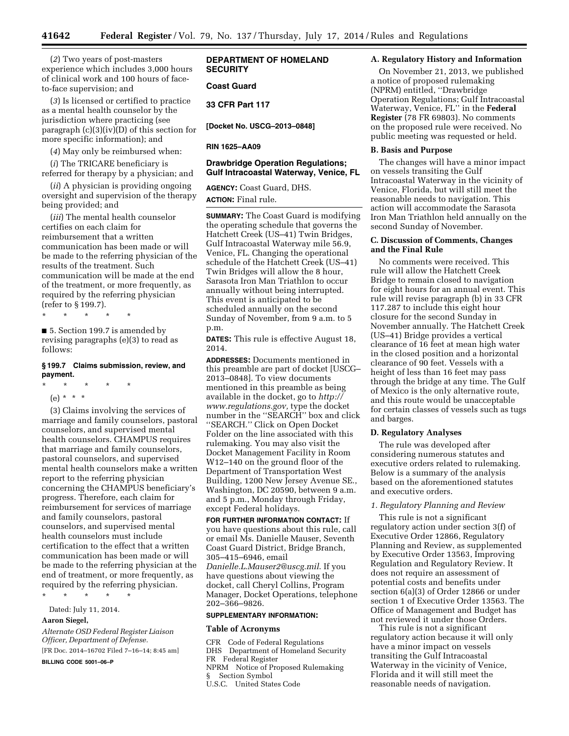(*2*) Two years of post-masters experience which includes 3,000 hours of clinical work and 100 hours of face-to-face supervision; and

(*3*) Is licensed or certified to practice as a mental health counselor by the jurisdiction where practicing (see paragraph (c)(3)(iv)(D) of this section for more specific information); and

(*4*) May only be reimbursed when:

(*i*) The TRICARE beneficiary is referred for therapy by a physician; and

(*ii*) A physician is providing ongoing oversight and supervision of the therapy being provided; and

(*iii*) The mental health counselor certifies on each claim for reimbursement that a written communication has been made or will be made to the referring physician of the results of the treatment. Such communication will be made at the end of the treatment, or more frequently, as required by the referring physician (refer to § 199.7).

\* \* \* \* \*

■ 5. Section 199.7 is amended by revising paragraphs (e)(3) to read as follows:

**§ 199.7 Claims submission, review, and payment.**

\* \* \* \* \*

(e) \* \* \*

(3) Claims involving the services of marriage and family counselors, pastoral counselors, and supervised mental health counselors. CHAMPUS requires that marriage and family counselors, pastoral counselors, and supervised mental health counselors make a written report to the referring physician concerning the CHAMPUS beneficiary's progress. Therefore, each claim for reimbursement for services of marriage and family counselors, pastoral counselors, and supervised mental health counselors must include certification to the effect that a written communication has been made or will be made to the referring physician at the end of treatment, or more frequently, as required by the referring physician.

\* \* \* \* \*

Dated: July 11, 2014.

**Aaron Siegel,**

*Alternate OSD Federal Register Liaison Officer, Department of Defense.*

[FR Doc. 2014–16702 Filed 7–16–14; 8:45 am]

**BILLING CODE 5001–06–P**

## DEPARTMENT OF HOMELAND SECURITY

### Coast Guard

### 33 CFR Part 117

**[Docket No. USCG–2013–0848]**

**RIN 1625–AA09**

### Drawbridge Operation Regulations; Gulf Intracoastal Waterway, Venice, FL

**AGENCY:** Coast Guard, DHS.

**ACTION:** Final rule.

**SUMMARY:** The Coast Guard is modifying the operating schedule that governs the Hatchett Creek (US–41) Twin Bridges, Gulf Intracoastal Waterway mile 56.9, Venice, FL. Changing the operational schedule of the Hatchett Creek (US–41) Twin Bridges will allow the 8 hour, Sarasota Iron Man Triathlon to occur annually without being interrupted. This event is anticipated to be scheduled annually on the second Sunday of November, from 9 a.m. to 5 p.m.

**DATES:** This rule is effective August 18, 2014.

**ADDRESSES:** Documents mentioned in this preamble are part of docket [USCG–2013–0848]. To view documents mentioned in this preamble as being available in the docket, go to *http://www.regulations.gov,* type the docket number in the ''SEARCH'' box and click ''SEARCH.'' Click on Open Docket Folder on the line associated with this rulemaking. You may also visit the Docket Management Facility in Room W12–140 on the ground floor of the Department of Transportation West Building, 1200 New Jersey Avenue SE., Washington, DC 20590, between 9 a.m. and 5 p.m., Monday through Friday, except Federal holidays.

**FOR FURTHER INFORMATION CONTACT:** If you have questions about this rule, call or email Ms. Danielle Mauser, Seventh Coast Guard District, Bridge Branch, 305–415–6946, email *Danielle.L.Mauser2@uscg.mil.* If you have questions about viewing the docket, call Cheryl Collins, Program Manager, Docket Operations, telephone 202–366–9826.

**SUPPLEMENTARY INFORMATION:**

#### Table of Acronyms

CFR Code of Federal Regulations
DHS Department of Homeland Security
FR Federal Register
NPRM Notice of Proposed Rulemaking
§ Section Symbol
U.S.C. United States Code

#### A. Regulatory History and Information

On November 21, 2013, we published a notice of proposed rulemaking (NPRM) entitled, ''Drawbridge Operation Regulations; Gulf Intracoastal Waterway, Venice, FL'' in the **Federal Register** (78 FR 69803). No comments on the proposed rule were received. No public meeting was requested or held.

#### B. Basis and Purpose

The changes will have a minor impact on vessels transiting the Gulf Intracoastal Waterway in the vicinity of Venice, Florida, but will still meet the reasonable needs to navigation. This action will accommodate the Sarasota Iron Man Triathlon held annually on the second Sunday of November.

#### C. Discussion of Comments, Changes and the Final Rule

No comments were received. This rule will allow the Hatchett Creek Bridge to remain closed to navigation for eight hours for an annual event. This rule will revise paragraph (b) in 33 CFR 117.287 to include this eight hour closure for the second Sunday in November annually. The Hatchett Creek (US–41) Bridge provides a vertical clearance of 16 feet at mean high water in the closed position and a horizontal clearance of 90 feet. Vessels with a height of less than 16 feet may pass through the bridge at any time. The Gulf of Mexico is the only alternative route, and this route would be unacceptable for certain classes of vessels such as tugs and barges.

#### D. Regulatory Analyses

The rule was developed after considering numerous statutes and executive orders related to rulemaking. Below is a summary of the analysis based on the aforementioned statutes and executive orders.

##### *1. Regulatory Planning and Review*

This rule is not a significant regulatory action under section 3(f) of Executive Order 12866, Regulatory Planning and Review, as supplemented by Executive Order 13563, Improving Regulation and Regulatory Review. It does not require an assessment of potential costs and benefits under section 6(a)(3) of Order 12866 or under section 1 of Executive Order 13563. The Office of Management and Budget has not reviewed it under those Orders.

This rule is not a significant regulatory action because it will only have a minor impact on vessels transiting the Gulf Intracoastal Waterway in the vicinity of Venice, Florida and it will still meet the reasonable needs of navigation.